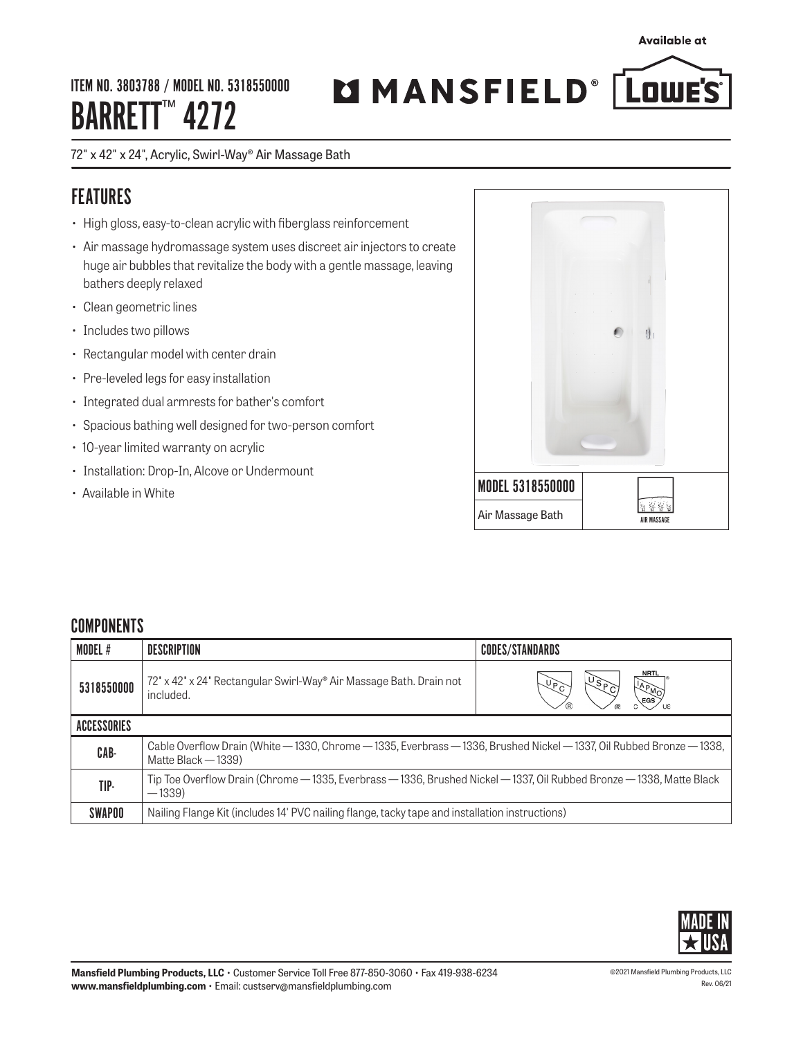Available at

# ITEM NO. 3803788 / MODEL NO. 5318550000

# BARRETT™ 4272

MANSFIELD® LOWE'S

72" x 42" x 24", Acrylic, Swirl-Way® Air Massage Bath

## FEATURES

- High gloss, easy-to-clean acrylic with fiberglass reinforcement
- Air massage hydromassage system uses discreet air injectors to create huge air bubbles that revitalize the body with a gentle massage, leaving bathers deeply relaxed
- Clean geometric lines
- Includes two pillows
- Rectangular model with center drain
- Pre-leveled legs for easy installation
- Integrated dual armrests for bather's comfort
- Spacious bathing well designed for two-person comfort
- 10-year limited warranty on acrylic
- Installation: Drop-In, Alcove or Undermount
- Available in White

| MODEL 5318550000 | |
|---|---|
| Air Massage Bath | AIR MASSAGE |

## COMPONENTS

| MODEL # | DESCRIPTION | CODES/STANDARDS |
|---|---|---|
| 5318550000 | 72" x 42" x 24" Rectangular Swirl-Way® Air Massage Bath. Drain not included. | UPC, USPC, NRTL IAPMO EGS |
| **ACCESSORIES** | | |
| CAB- | Cable Overflow Drain (White — 1330, Chrome — 1335, Everbrass — 1336, Brushed Nickel — 1337, Oil Rubbed Bronze — 1338, Matte Black — 1339) | |
| TIP- | Tip Toe Overflow Drain (Chrome — 1335, Everbrass — 1336, Brushed Nickel — 1337, Oil Rubbed Bronze — 1338, Matte Black — 1339) | |
| SWAP00 | Nailing Flange Kit (includes 14' PVC nailing flange, tacky tape and installation instructions) | |

MADE IN USA

**Mansfield Plumbing Products, LLC** • Customer Service Toll Free 877-850-3060 • Fax 419-938-6234
**www.mansfieldplumbing.com** • Email: custserv@mansfieldplumbing.com

©2021 Mansfield Plumbing Products, LLC
Rev. 06/21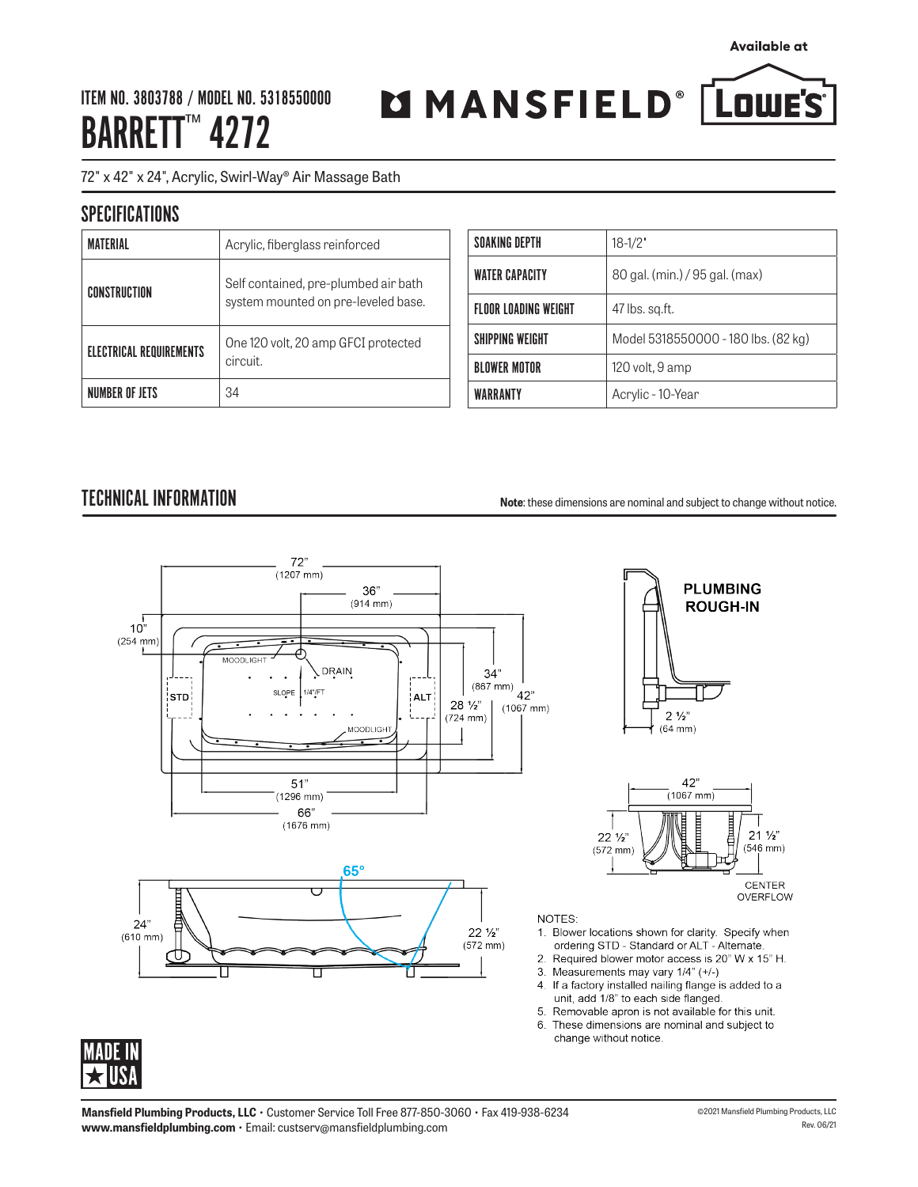ITEM NO. 3803788 / MODEL NO. 5318550000

# BARRETT™ 4272

MANSFIELD® | Available at LOWE'S

72" x 42" x 24", Acrylic, Swirl-Way® Air Massage Bath

## SPECIFICATIONS

| | |
|---|---|
| MATERIAL | Acrylic, fiberglass reinforced |
| CONSTRUCTION | Self contained, pre-plumbed air bath system mounted on pre-leveled base. |
| ELECTRICAL REQUIREMENTS | One 120 volt, 20 amp GFCI protected circuit. |
| NUMBER OF JETS | 34 |

| | |
|---|---|
| SOAKING DEPTH | 18-1/2" |
| WATER CAPACITY | 80 gal. (min.) / 95 gal. (max) |
| FLOOR LOADING WEIGHT | 47 lbs. sq.ft. |
| SHIPPING WEIGHT | Model 5318550000 - 180 lbs. (82 kg) |
| BLOWER MOTOR | 120 volt, 9 amp |
| WARRANTY | Acrylic - 10-Year |

## TECHNICAL INFORMATION

**Note**: these dimensions are nominal and subject to change without notice.

72" (1207 mm)
36" (914 mm)
10" (254 mm)
MOODLIGHT
DRAIN
STD
SLOPE 1/4"/FT
ALT
MOODLIGHT
34" (867 mm)
28 ½" (724 mm)
42" (1067 mm)
51" (1296 mm)
66" (1676 mm)

PLUMBING ROUGH-IN
2 ½" (64 mm)

42" (1067 mm)
22 ½" (572 mm)
21 ½" (546 mm)
CENTER OVERFLOW

65°
24" (610 mm)
22 ½" (572 mm)

NOTES:

1. Blower locations shown for clarity. Specify when ordering STD - Standard or ALT - Alternate.
2. Required blower motor access is 20" W x 15" H.
3. Measurements may vary 1/4" (+/-)
4. If a factory installed nailing flange is added to a unit, add 1/8" to each side flanged.
5. Removable apron is not available for this unit.
6. These dimensions are nominal and subject to change without notice.

MADE IN USA

**Mansfield Plumbing Products, LLC** • Customer Service Toll Free 877-850-3060 • Fax 419-938-6234
**www.mansfieldplumbing.com** • Email: custserv@mansfieldplumbing.com

©2021 Mansfield Plumbing Products, LLC
Rev. 06/21